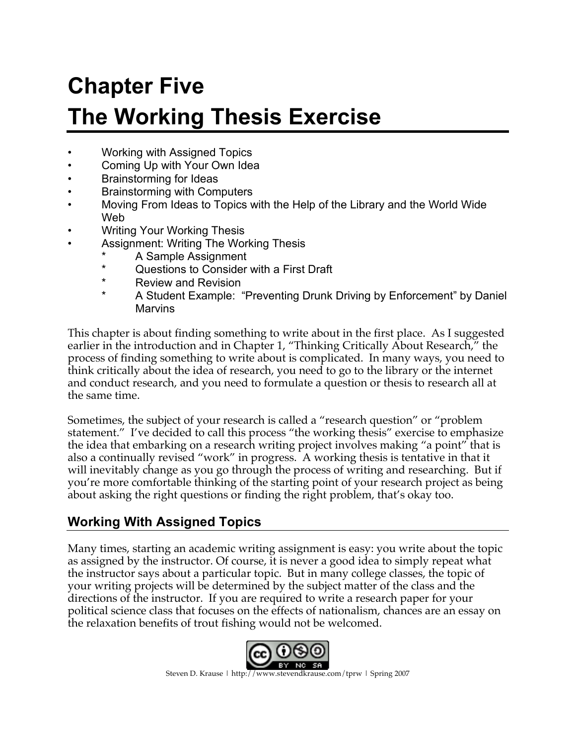# Chapter Five
# The Working Thesis Exercise

- Working with Assigned Topics
- Coming Up with Your Own Idea
- Brainstorming for Ideas
- Brainstorming with Computers
- Moving From Ideas to Topics with the Help of the Library and the World Wide Web
- Writing Your Working Thesis
- Assignment: Writing The Working Thesis
  - A Sample Assignment
  - Questions to Consider with a First Draft
  - Review and Revision
  - A Student Example: "Preventing Drunk Driving by Enforcement" by Daniel Marvins

This chapter is about finding something to write about in the first place. As I suggested earlier in the introduction and in Chapter 1, "Thinking Critically About Research," the process of finding something to write about is complicated. In many ways, you need to think critically about the idea of research, you need to go to the library or the internet and conduct research, and you need to formulate a question or thesis to research all at the same time.

Sometimes, the subject of your research is called a "research question" or "problem statement." I've decided to call this process "the working thesis" exercise to emphasize the idea that embarking on a research writing project involves making "a point" that is also a continually revised "work" in progress. A working thesis is tentative in that it will inevitably change as you go through the process of writing and researching. But if you're more comfortable thinking of the starting point of your research project as being about asking the right questions or finding the right problem, that's okay too.

## Working With Assigned Topics

Many times, starting an academic writing assignment is easy: you write about the topic as assigned by the instructor. Of course, it is never a good idea to simply repeat what the instructor says about a particular topic. But in many college classes, the topic of your writing projects will be determined by the subject matter of the class and the directions of the instructor. If you are required to write a research paper for your political science class that focuses on the effects of nationalism, chances are an essay on the relaxation benefits of trout fishing would not be welcomed.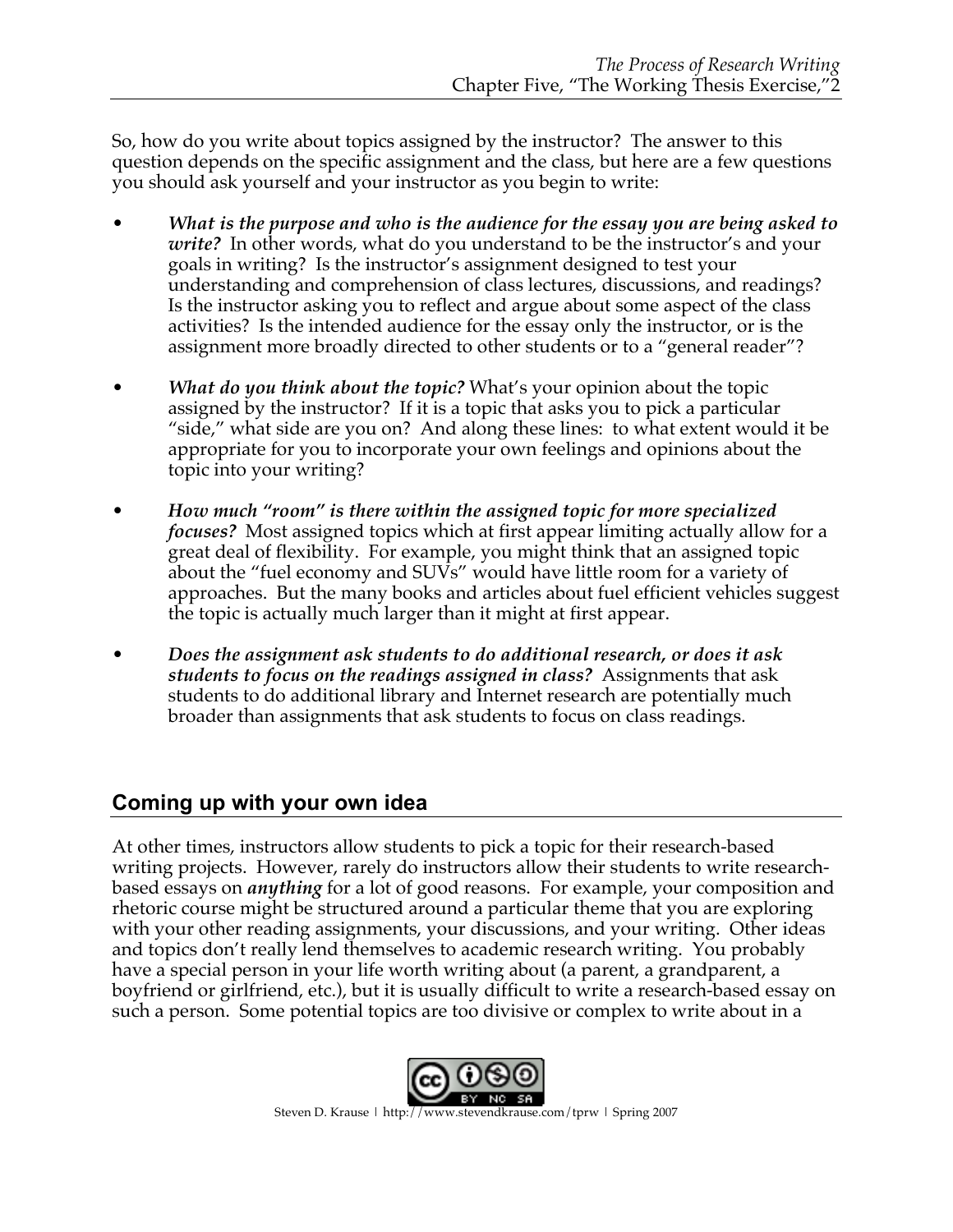So, how do you write about topics assigned by the instructor? The answer to this question depends on the specific assignment and the class, but here are a few questions you should ask yourself and your instructor as you begin to write:

- ***What is the purpose and who is the audience for the essay you are being asked to write?*** In other words, what do you understand to be the instructor's and your goals in writing? Is the instructor's assignment designed to test your understanding and comprehension of class lectures, discussions, and readings? Is the instructor asking you to reflect and argue about some aspect of the class activities? Is the intended audience for the essay only the instructor, or is the assignment more broadly directed to other students or to a "general reader"?

- ***What do you think about the topic?*** What's your opinion about the topic assigned by the instructor? If it is a topic that asks you to pick a particular "side," what side are you on? And along these lines: to what extent would it be appropriate for you to incorporate your own feelings and opinions about the topic into your writing?

- ***How much "room" is there within the assigned topic for more specialized focuses?*** Most assigned topics which at first appear limiting actually allow for a great deal of flexibility. For example, you might think that an assigned topic about the "fuel economy and SUVs" would have little room for a variety of approaches. But the many books and articles about fuel efficient vehicles suggest the topic is actually much larger than it might at first appear.

- ***Does the assignment ask students to do additional research, or does it ask students to focus on the readings assigned in class?*** Assignments that ask students to do additional library and Internet research are potentially much broader than assignments that ask students to focus on class readings.

## Coming up with your own idea

At other times, instructors allow students to pick a topic for their research-based writing projects. However, rarely do instructors allow their students to write research-based essays on ***anything*** for a lot of good reasons. For example, your composition and rhetoric course might be structured around a particular theme that you are exploring with your other reading assignments, your discussions, and your writing. Other ideas and topics don't really lend themselves to academic research writing. You probably have a special person in your life worth writing about (a parent, a grandparent, a boyfriend or girlfriend, etc.), but it is usually difficult to write a research-based essay on such a person. Some potential topics are too divisive or complex to write about in a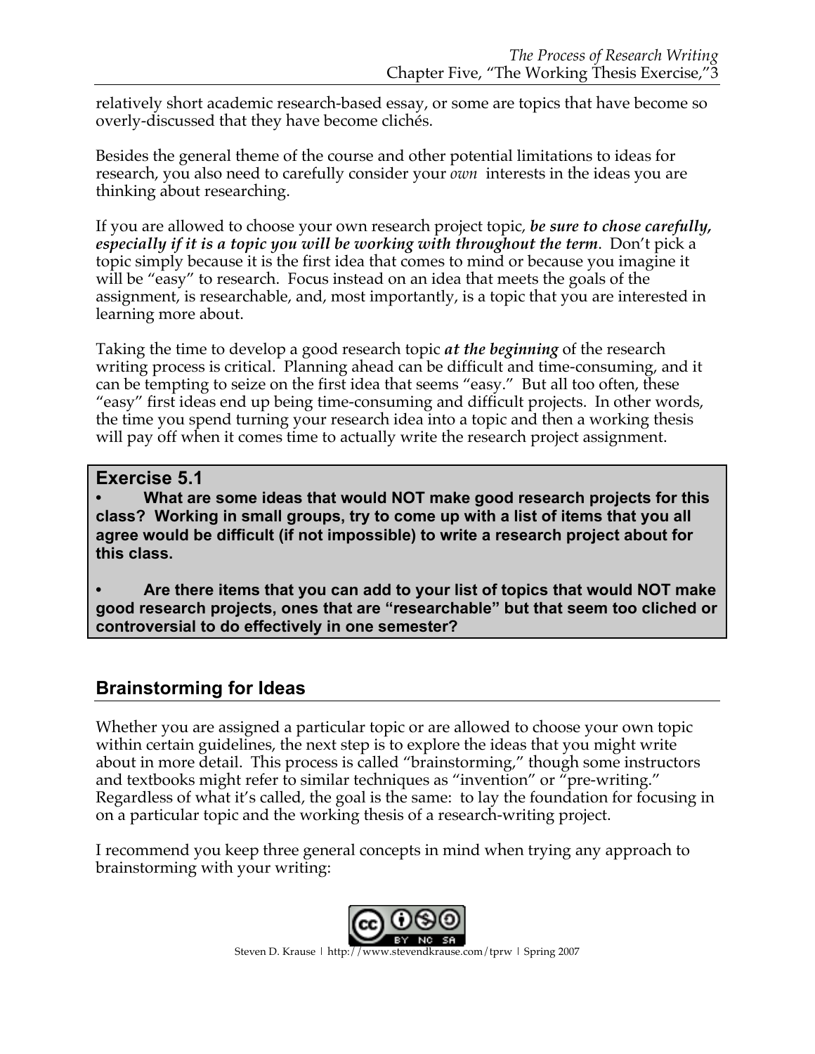relatively short academic research-based essay, or some are topics that have become so overly-discussed that they have become clichés.

Besides the general theme of the course and other potential limitations to ideas for research, you also need to carefully consider your *own* interests in the ideas you are thinking about researching.

If you are allowed to choose your own research project topic, ***be sure to chose carefully, especially if it is a topic you will be working with throughout the term***. Don't pick a topic simply because it is the first idea that comes to mind or because you imagine it will be "easy" to research. Focus instead on an idea that meets the goals of the assignment, is researchable, and, most importantly, is a topic that you are interested in learning more about.

Taking the time to develop a good research topic ***at the beginning*** of the research writing process is critical. Planning ahead can be difficult and time-consuming, and it can be tempting to seize on the first idea that seems "easy." But all too often, these "easy" first ideas end up being time-consuming and difficult projects. In other words, the time you spend turning your research idea into a topic and then a working thesis will pay off when it comes time to actually write the research project assignment.

> **Exercise 5.1**
>
> - **What are some ideas that would NOT make good research projects for this class? Working in small groups, try to come up with a list of items that you all agree would be difficult (if not impossible) to write a research project about for this class.**
>
> - **Are there items that you can add to your list of topics that would NOT make good research projects, ones that are "researchable" but that seem too cliched or controversial to do effectively in one semester?**

## Brainstorming for Ideas

Whether you are assigned a particular topic or are allowed to choose your own topic within certain guidelines, the next step is to explore the ideas that you might write about in more detail. This process is called "brainstorming," though some instructors and textbooks might refer to similar techniques as "invention" or "pre-writing." Regardless of what it's called, the goal is the same: to lay the foundation for focusing in on a particular topic and the working thesis of a research-writing project.

I recommend you keep three general concepts in mind when trying any approach to brainstorming with your writing: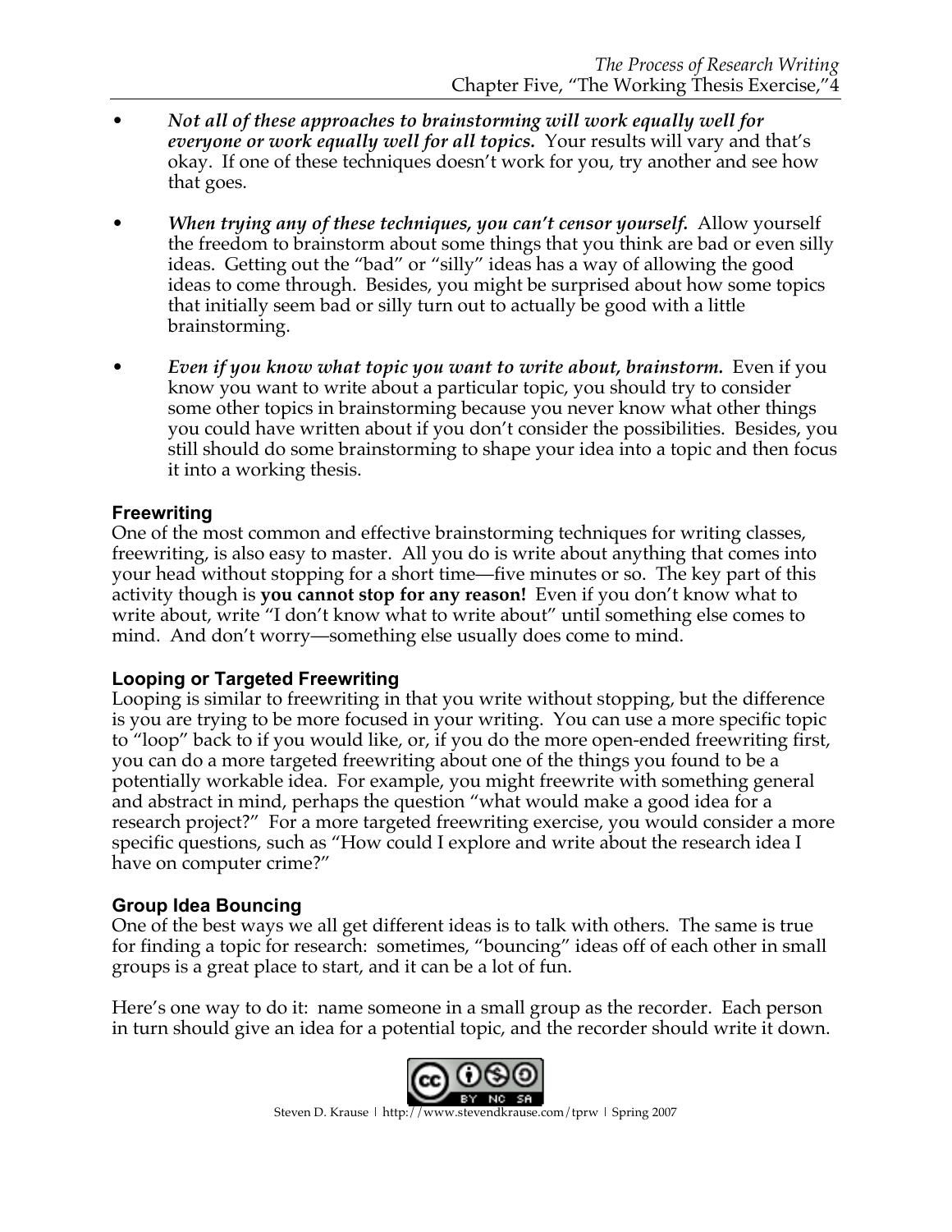- ***Not all of these approaches to brainstorming will work equally well for everyone or work equally well for all topics.*** Your results will vary and that's okay. If one of these techniques doesn't work for you, try another and see how that goes.

- ***When trying any of these techniques, you can't censor yourself.*** Allow yourself the freedom to brainstorm about some things that you think are bad or even silly ideas. Getting out the "bad" or "silly" ideas has a way of allowing the good ideas to come through. Besides, you might be surprised about how some topics that initially seem bad or silly turn out to actually be good with a little brainstorming.

- ***Even if you know what topic you want to write about, brainstorm.*** Even if you know you want to write about a particular topic, you should try to consider some other topics in brainstorming because you never know what other things you could have written about if you don't consider the possibilities. Besides, you still should do some brainstorming to shape your idea into a topic and then focus it into a working thesis.

### Freewriting

One of the most common and effective brainstorming techniques for writing classes, freewriting, is also easy to master. All you do is write about anything that comes into your head without stopping for a short time—five minutes or so. The key part of this activity though is **you cannot stop for any reason!** Even if you don't know what to write about, write "I don't know what to write about" until something else comes to mind. And don't worry—something else usually does come to mind.

### Looping or Targeted Freewriting

Looping is similar to freewriting in that you write without stopping, but the difference is you are trying to be more focused in your writing. You can use a more specific topic to "loop" back to if you would like, or, if you do the more open-ended freewriting first, you can do a more targeted freewriting about one of the things you found to be a potentially workable idea. For example, you might freewrite with something general and abstract in mind, perhaps the question "what would make a good idea for a research project?" For a more targeted freewriting exercise, you would consider a more specific questions, such as "How could I explore and write about the research idea I have on computer crime?"

### Group Idea Bouncing

One of the best ways we all get different ideas is to talk with others. The same is true for finding a topic for research: sometimes, "bouncing" ideas off of each other in small groups is a great place to start, and it can be a lot of fun.

Here's one way to do it: name someone in a small group as the recorder. Each person in turn should give an idea for a potential topic, and the recorder should write it down.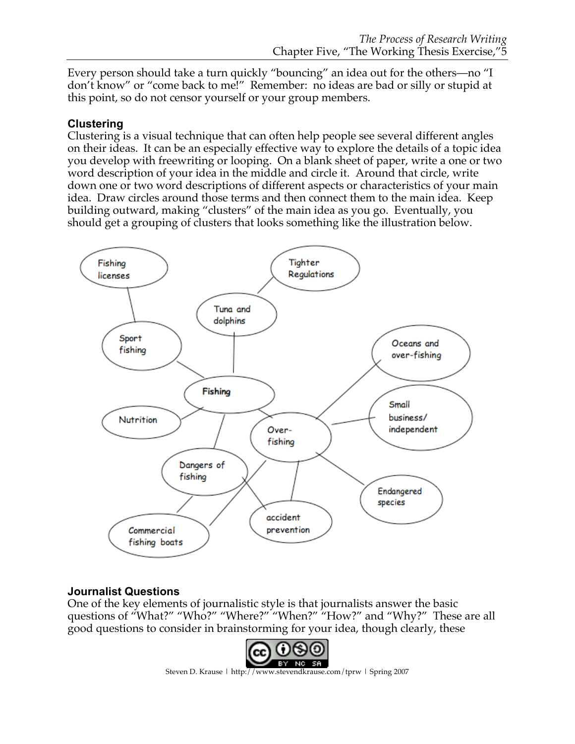Every person should take a turn quickly "bouncing" an idea out for the others—no "I don't know" or "come back to me!" Remember: no ideas are bad or silly or stupid at this point, so do not censor yourself or your group members.

**Clustering**

Clustering is a visual technique that can often help people see several different angles on their ideas. It can be an especially effective way to explore the details of a topic idea you develop with freewriting or looping. On a blank sheet of paper, write a one or two word description of your idea in the middle and circle it. Around that circle, write down one or two word descriptions of different aspects or characteristics of your main idea. Draw circles around those terms and then connect them to the main idea. Keep building outward, making "clusters" of the main idea as you go. Eventually, you should get a grouping of clusters that looks something like the illustration below.

**Journalist Questions**

One of the key elements of journalistic style is that journalists answer the basic questions of "What?" "Who?" "Where?" "When?" "How?" and "Why?" These are all good questions to consider in brainstorming for your idea, though clearly, these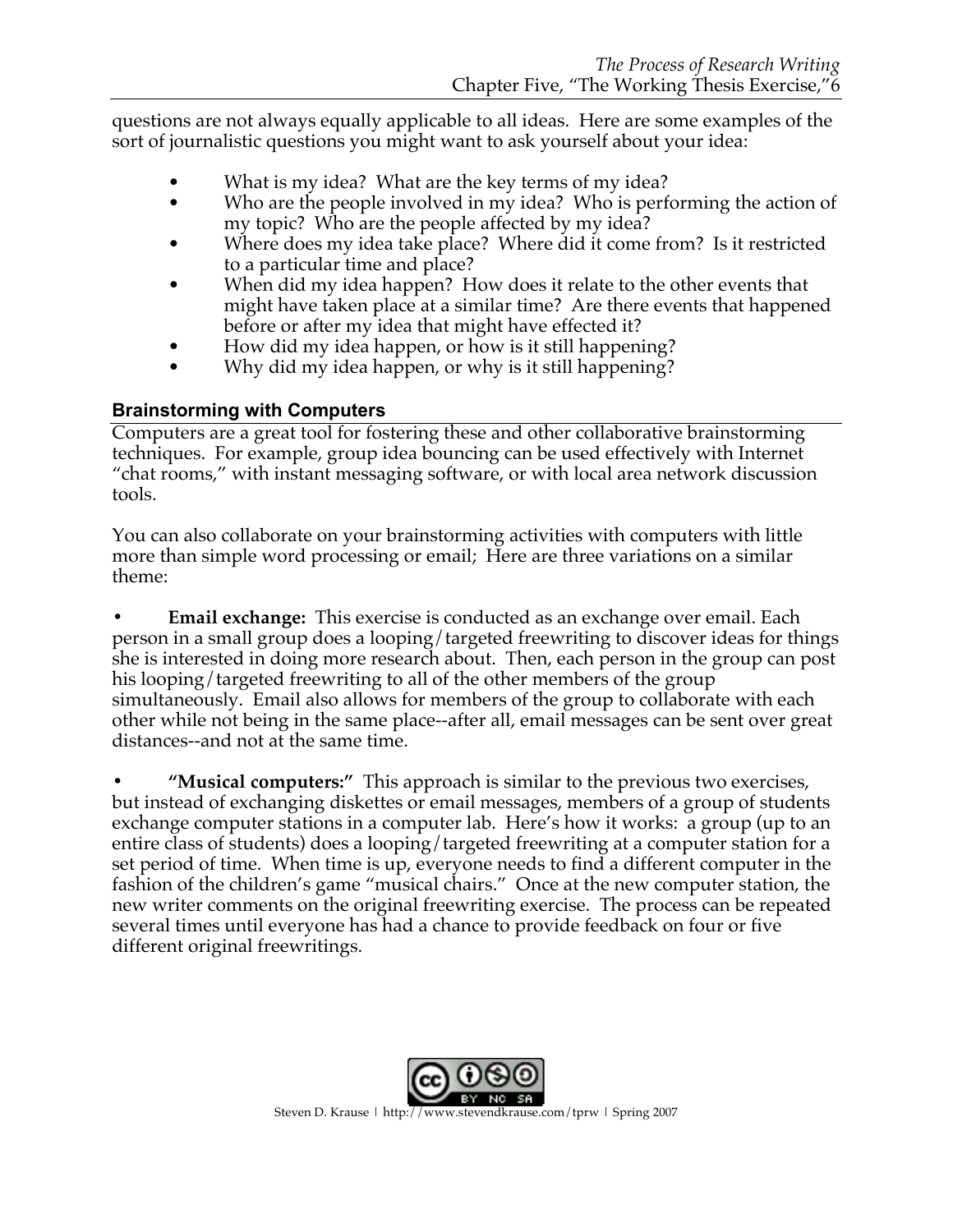questions are not always equally applicable to all ideas. Here are some examples of the sort of journalistic questions you might want to ask yourself about your idea:

- What is my idea? What are the key terms of my idea?
- Who are the people involved in my idea? Who is performing the action of my topic? Who are the people affected by my idea?
- Where does my idea take place? Where did it come from? Is it restricted to a particular time and place?
- When did my idea happen? How does it relate to the other events that might have taken place at a similar time? Are there events that happened before or after my idea that might have effected it?
- How did my idea happen, or how is it still happening?
- Why did my idea happen, or why is it still happening?

### Brainstorming with Computers

Computers are a great tool for fostering these and other collaborative brainstorming techniques. For example, group idea bouncing can be used effectively with Internet "chat rooms," with instant messaging software, or with local area network discussion tools.

You can also collaborate on your brainstorming activities with computers with little more than simple word processing or email; Here are three variations on a similar theme:

- **Email exchange:** This exercise is conducted as an exchange over email. Each person in a small group does a looping/targeted freewriting to discover ideas for things she is interested in doing more research about. Then, each person in the group can post his looping/targeted freewriting to all of the other members of the group simultaneously. Email also allows for members of the group to collaborate with each other while not being in the same place--after all, email messages can be sent over great distances--and not at the same time.

- **"Musical computers:"** This approach is similar to the previous two exercises, but instead of exchanging diskettes or email messages, members of a group of students exchange computer stations in a computer lab. Here's how it works: a group (up to an entire class of students) does a looping/targeted freewriting at a computer station for a set period of time. When time is up, everyone needs to find a different computer in the fashion of the children's game "musical chairs." Once at the new computer station, the new writer comments on the original freewriting exercise. The process can be repeated several times until everyone has had a chance to provide feedback on four or five different original freewritings.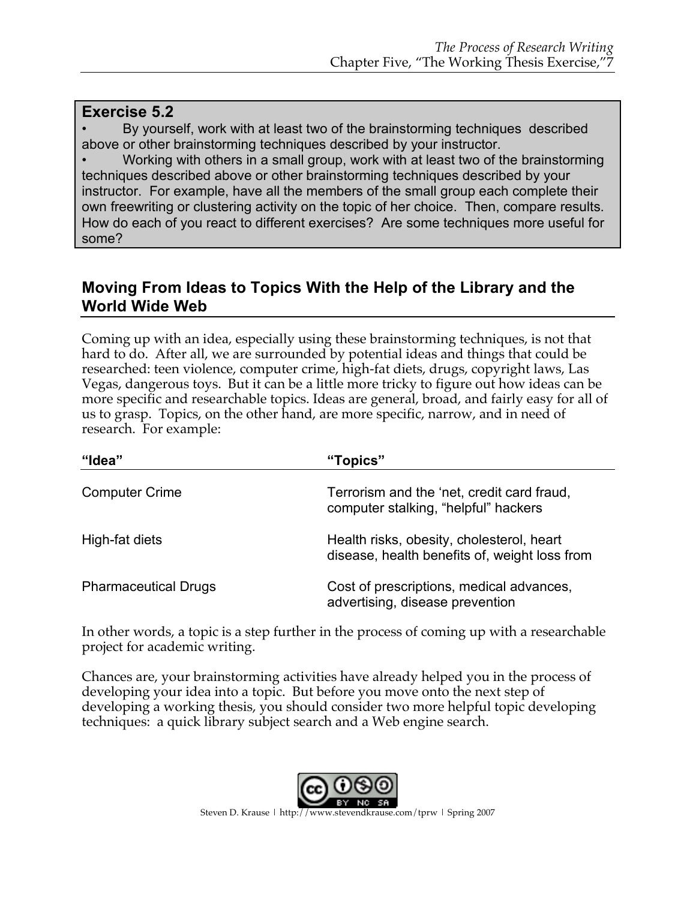**Exercise 5.2**

- By yourself, work with at least two of the brainstorming techniques described above or other brainstorming techniques described by your instructor.
- Working with others in a small group, work with at least two of the brainstorming techniques described above or other brainstorming techniques described by your instructor. For example, have all the members of the small group each complete their own freewriting or clustering activity on the topic of her choice. Then, compare results. How do each of you react to different exercises? Are some techniques more useful for some?

## Moving From Ideas to Topics With the Help of the Library and the World Wide Web

Coming up with an idea, especially using these brainstorming techniques, is not that hard to do. After all, we are surrounded by potential ideas and things that could be researched: teen violence, computer crime, high-fat diets, drugs, copyright laws, Las Vegas, dangerous toys. But it can be a little more tricky to figure out how ideas can be more specific and researchable topics. Ideas are general, broad, and fairly easy for all of us to grasp. Topics, on the other hand, are more specific, narrow, and in need of research. For example:

| "Idea" | "Topics" |
| --- | --- |
| Computer Crime | Terrorism and the 'net, credit card fraud, computer stalking, "helpful" hackers |
| High-fat diets | Health risks, obesity, cholesterol, heart disease, health benefits of, weight loss from |
| Pharmaceutical Drugs | Cost of prescriptions, medical advances, advertising, disease prevention |

In other words, a topic is a step further in the process of coming up with a researchable project for academic writing.

Chances are, your brainstorming activities have already helped you in the process of developing your idea into a topic. But before you move onto the next step of developing a working thesis, you should consider two more helpful topic developing techniques: a quick library subject search and a Web engine search.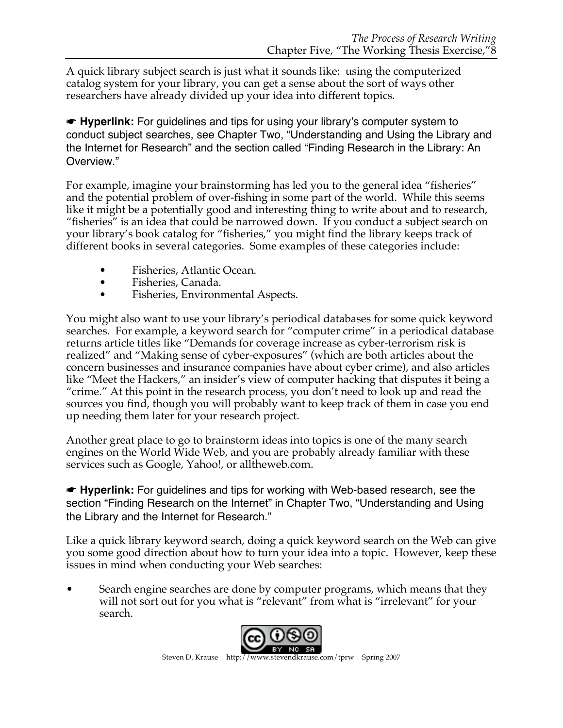A quick library subject search is just what it sounds like: using the computerized catalog system for your library, you can get a sense about the sort of ways other researchers have already divided up your idea into different topics.

☛ **Hyperlink:** For guidelines and tips for using your library's computer system to conduct subject searches, see Chapter Two, "Understanding and Using the Library and the Internet for Research" and the section called "Finding Research in the Library: An Overview."

For example, imagine your brainstorming has led you to the general idea "fisheries" and the potential problem of over-fishing in some part of the world. While this seems like it might be a potentially good and interesting thing to write about and to research, "fisheries" is an idea that could be narrowed down. If you conduct a subject search on your library's book catalog for "fisheries," you might find the library keeps track of different books in several categories. Some examples of these categories include:

- Fisheries, Atlantic Ocean.
- Fisheries, Canada.
- Fisheries, Environmental Aspects.

You might also want to use your library's periodical databases for some quick keyword searches. For example, a keyword search for "computer crime" in a periodical database returns article titles like "Demands for coverage increase as cyber-terrorism risk is realized" and "Making sense of cyber-exposures" (which are both articles about the concern businesses and insurance companies have about cyber crime), and also articles like "Meet the Hackers," an insider's view of computer hacking that disputes it being a "crime." At this point in the research process, you don't need to look up and read the sources you find, though you will probably want to keep track of them in case you end up needing them later for your research project.

Another great place to go to brainstorm ideas into topics is one of the many search engines on the World Wide Web, and you are probably already familiar with these services such as Google, Yahoo!, or alltheweb.com.

☛ **Hyperlink:** For guidelines and tips for working with Web-based research, see the section "Finding Research on the Internet" in Chapter Two, "Understanding and Using the Library and the Internet for Research."

Like a quick library keyword search, doing a quick keyword search on the Web can give you some good direction about how to turn your idea into a topic. However, keep these issues in mind when conducting your Web searches:

- Search engine searches are done by computer programs, which means that they will not sort out for you what is "relevant" from what is "irrelevant" for your search.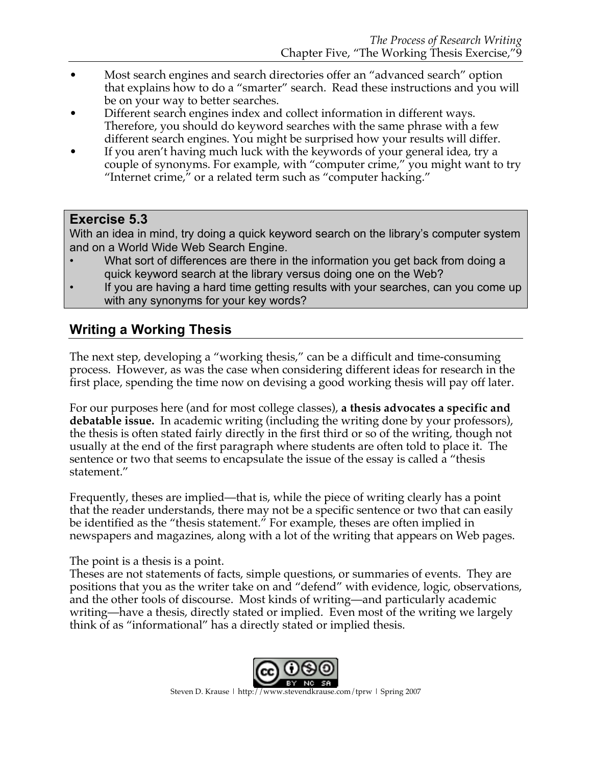- Most search engines and search directories offer an "advanced search" option that explains how to do a "smarter" search. Read these instructions and you will be on your way to better searches.
- Different search engines index and collect information in different ways. Therefore, you should do keyword searches with the same phrase with a few different search engines. You might be surprised how your results will differ.
- If you aren't having much luck with the keywords of your general idea, try a couple of synonyms. For example, with "computer crime," you might want to try "Internet crime," or a related term such as "computer hacking."

### Exercise 5.3

With an idea in mind, try doing a quick keyword search on the library's computer system and on a World Wide Web Search Engine.

- What sort of differences are there in the information you get back from doing a quick keyword search at the library versus doing one on the Web?
- If you are having a hard time getting results with your searches, can you come up with any synonyms for your key words?

## Writing a Working Thesis

The next step, developing a "working thesis," can be a difficult and time-consuming process. However, as was the case when considering different ideas for research in the first place, spending the time now on devising a good working thesis will pay off later.

For our purposes here (and for most college classes), **a thesis advocates a specific and debatable issue.** In academic writing (including the writing done by your professors), the thesis is often stated fairly directly in the first third or so of the writing, though not usually at the end of the first paragraph where students are often told to place it. The sentence or two that seems to encapsulate the issue of the essay is called a "thesis statement."

Frequently, theses are implied—that is, while the piece of writing clearly has a point that the reader understands, there may not be a specific sentence or two that can easily be identified as the "thesis statement." For example, theses are often implied in newspapers and magazines, along with a lot of the writing that appears on Web pages.

The point is a thesis is a point.
Theses are not statements of facts, simple questions, or summaries of events. They are positions that you as the writer take on and "defend" with evidence, logic, observations, and the other tools of discourse. Most kinds of writing—and particularly academic writing—have a thesis, directly stated or implied. Even most of the writing we largely think of as "informational" has a directly stated or implied thesis.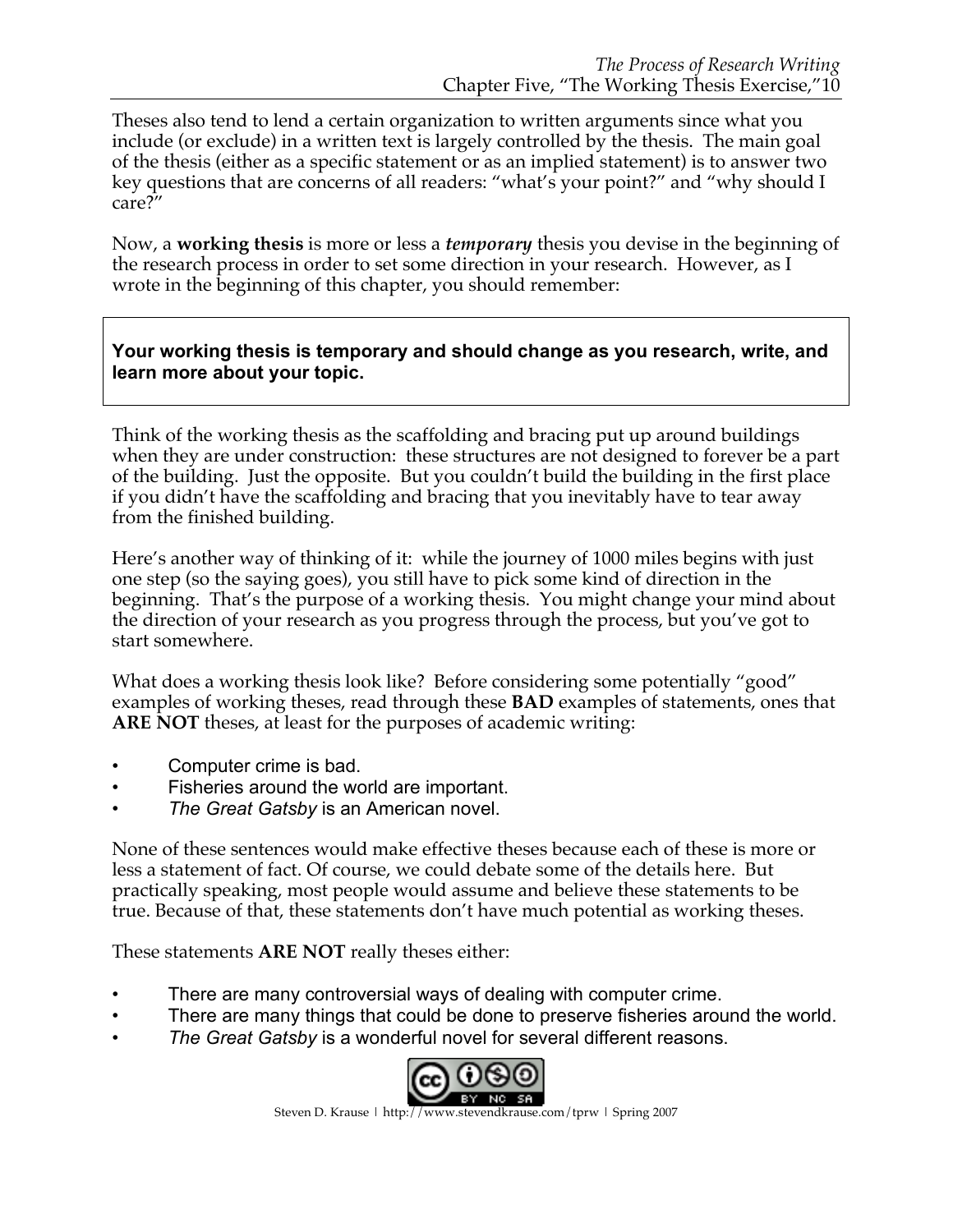Theses also tend to lend a certain organization to written arguments since what you include (or exclude) in a written text is largely controlled by the thesis. The main goal of the thesis (either as a specific statement or as an implied statement) is to answer two key questions that are concerns of all readers: "what's your point?" and "why should I care?"

Now, a **working thesis** is more or less a ***temporary*** thesis you devise in the beginning of the research process in order to set some direction in your research. However, as I wrote in the beginning of this chapter, you should remember:

> **Your working thesis is temporary and should change as you research, write, and learn more about your topic.**

Think of the working thesis as the scaffolding and bracing put up around buildings when they are under construction: these structures are not designed to forever be a part of the building. Just the opposite. But you couldn't build the building in the first place if you didn't have the scaffolding and bracing that you inevitably have to tear away from the finished building.

Here's another way of thinking of it: while the journey of 1000 miles begins with just one step (so the saying goes), you still have to pick some kind of direction in the beginning. That's the purpose of a working thesis. You might change your mind about the direction of your research as you progress through the process, but you've got to start somewhere.

What does a working thesis look like? Before considering some potentially "good" examples of working theses, read through these **BAD** examples of statements, ones that **ARE NOT** theses, at least for the purposes of academic writing:

- Computer crime is bad.
- Fisheries around the world are important.
- *The Great Gatsby* is an American novel.

None of these sentences would make effective theses because each of these is more or less a statement of fact. Of course, we could debate some of the details here. But practically speaking, most people would assume and believe these statements to be true. Because of that, these statements don't have much potential as working theses.

These statements **ARE NOT** really theses either:

- There are many controversial ways of dealing with computer crime.
- There are many things that could be done to preserve fisheries around the world.
- *The Great Gatsby* is a wonderful novel for several different reasons.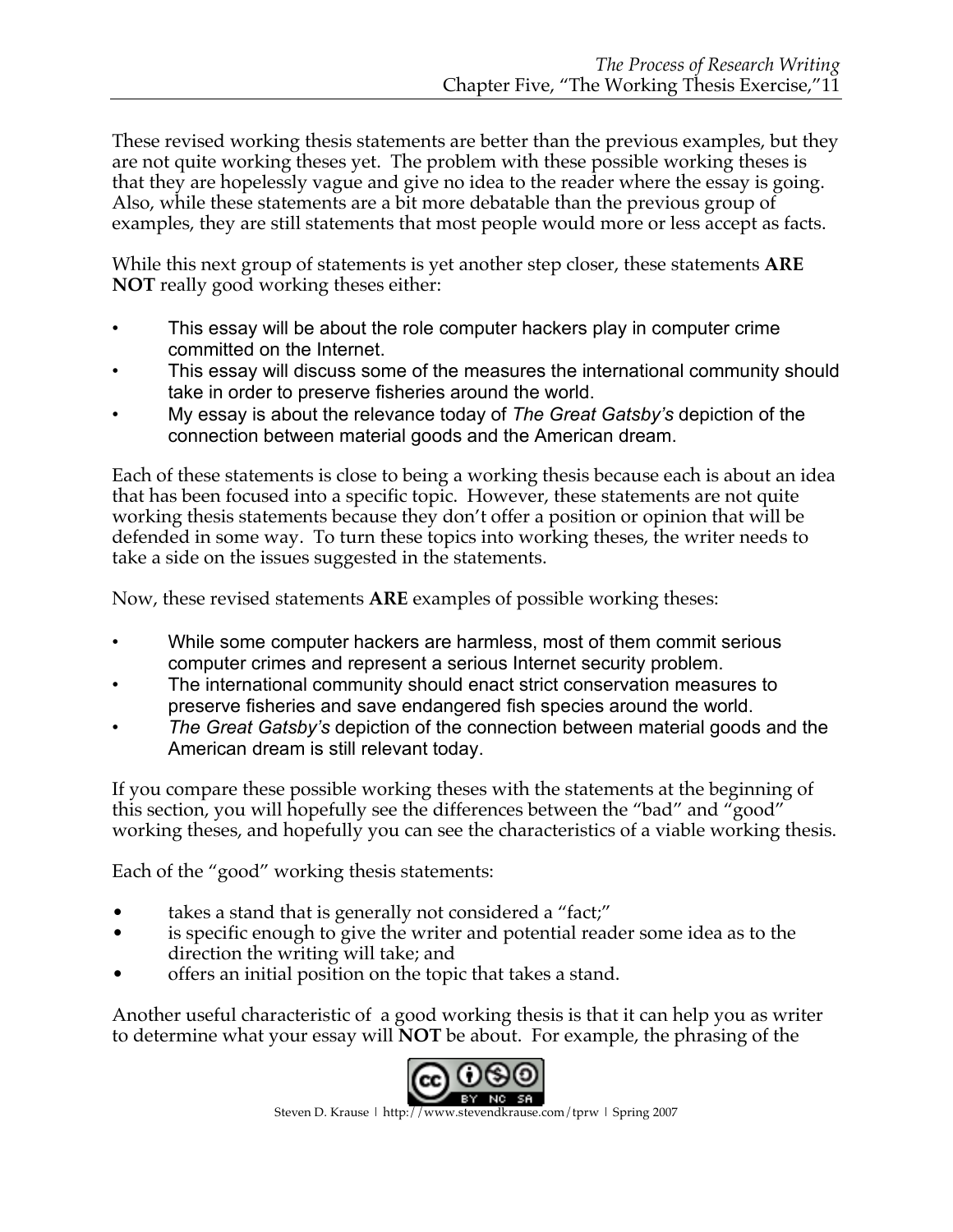These revised working thesis statements are better than the previous examples, but they are not quite working theses yet. The problem with these possible working theses is that they are hopelessly vague and give no idea to the reader where the essay is going. Also, while these statements are a bit more debatable than the previous group of examples, they are still statements that most people would more or less accept as facts.

While this next group of statements is yet another step closer, these statements **ARE NOT** really good working theses either:

- This essay will be about the role computer hackers play in computer crime committed on the Internet.
- This essay will discuss some of the measures the international community should take in order to preserve fisheries around the world.
- My essay is about the relevance today of *The Great Gatsby's* depiction of the connection between material goods and the American dream.

Each of these statements is close to being a working thesis because each is about an idea that has been focused into a specific topic. However, these statements are not quite working thesis statements because they don't offer a position or opinion that will be defended in some way. To turn these topics into working theses, the writer needs to take a side on the issues suggested in the statements.

Now, these revised statements **ARE** examples of possible working theses:

- While some computer hackers are harmless, most of them commit serious computer crimes and represent a serious Internet security problem.
- The international community should enact strict conservation measures to preserve fisheries and save endangered fish species around the world.
- *The Great Gatsby's* depiction of the connection between material goods and the American dream is still relevant today.

If you compare these possible working theses with the statements at the beginning of this section, you will hopefully see the differences between the "bad" and "good" working theses, and hopefully you can see the characteristics of a viable working thesis.

Each of the "good" working thesis statements:

- takes a stand that is generally not considered a "fact;"
- is specific enough to give the writer and potential reader some idea as to the direction the writing will take; and
- offers an initial position on the topic that takes a stand.

Another useful characteristic of a good working thesis is that it can help you as writer to determine what your essay will **NOT** be about. For example, the phrasing of the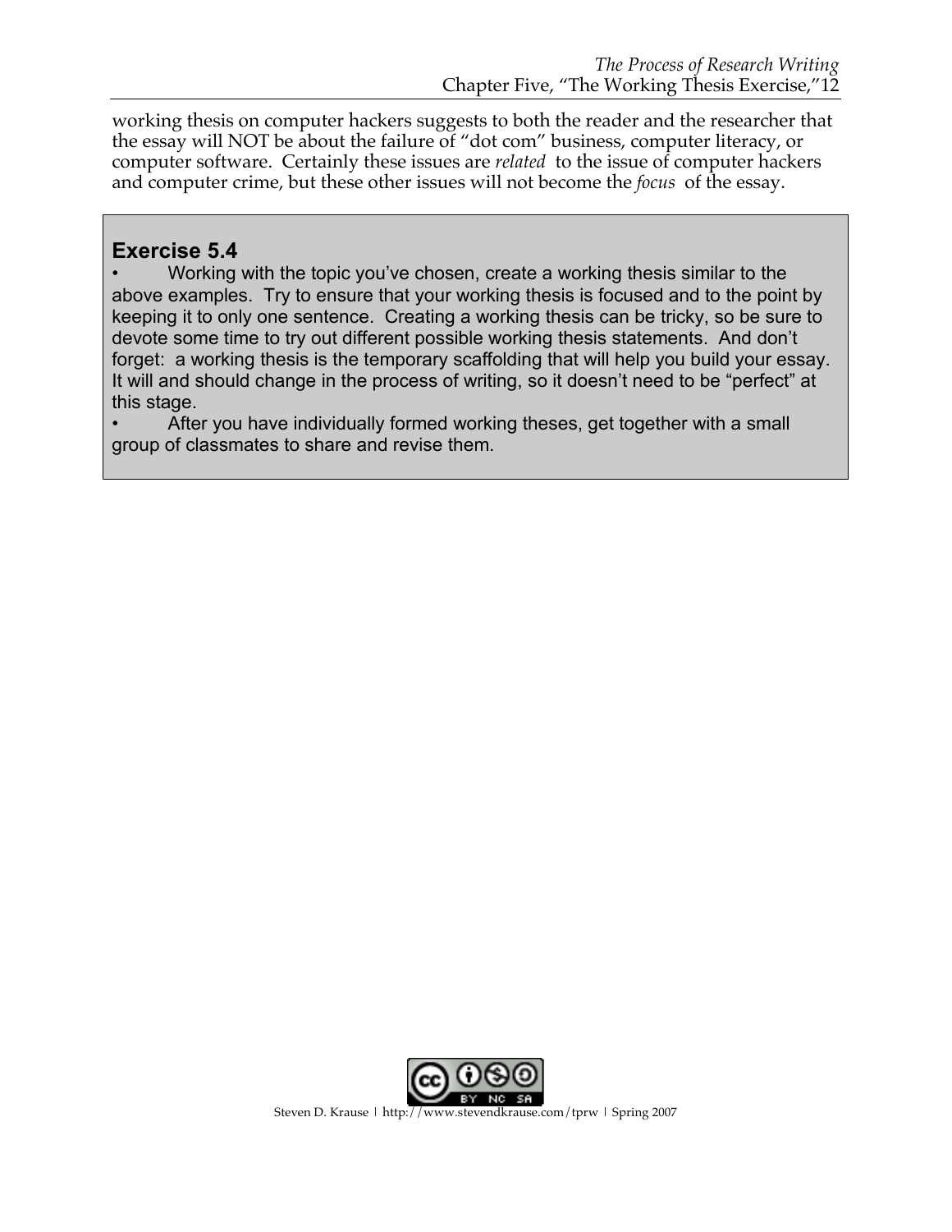working thesis on computer hackers suggests to both the reader and the researcher that the essay will NOT be about the failure of "dot com" business, computer literacy, or computer software. Certainly these issues are *related* to the issue of computer hackers and computer crime, but these other issues will not become the *focus* of the essay.

## Exercise 5.4

- Working with the topic you've chosen, create a working thesis similar to the above examples. Try to ensure that your working thesis is focused and to the point by keeping it to only one sentence. Creating a working thesis can be tricky, so be sure to devote some time to try out different possible working thesis statements. And don't forget: a working thesis is the temporary scaffolding that will help you build your essay. It will and should change in the process of writing, so it doesn't need to be "perfect" at this stage.
- After you have individually formed working theses, get together with a small group of classmates to share and revise them.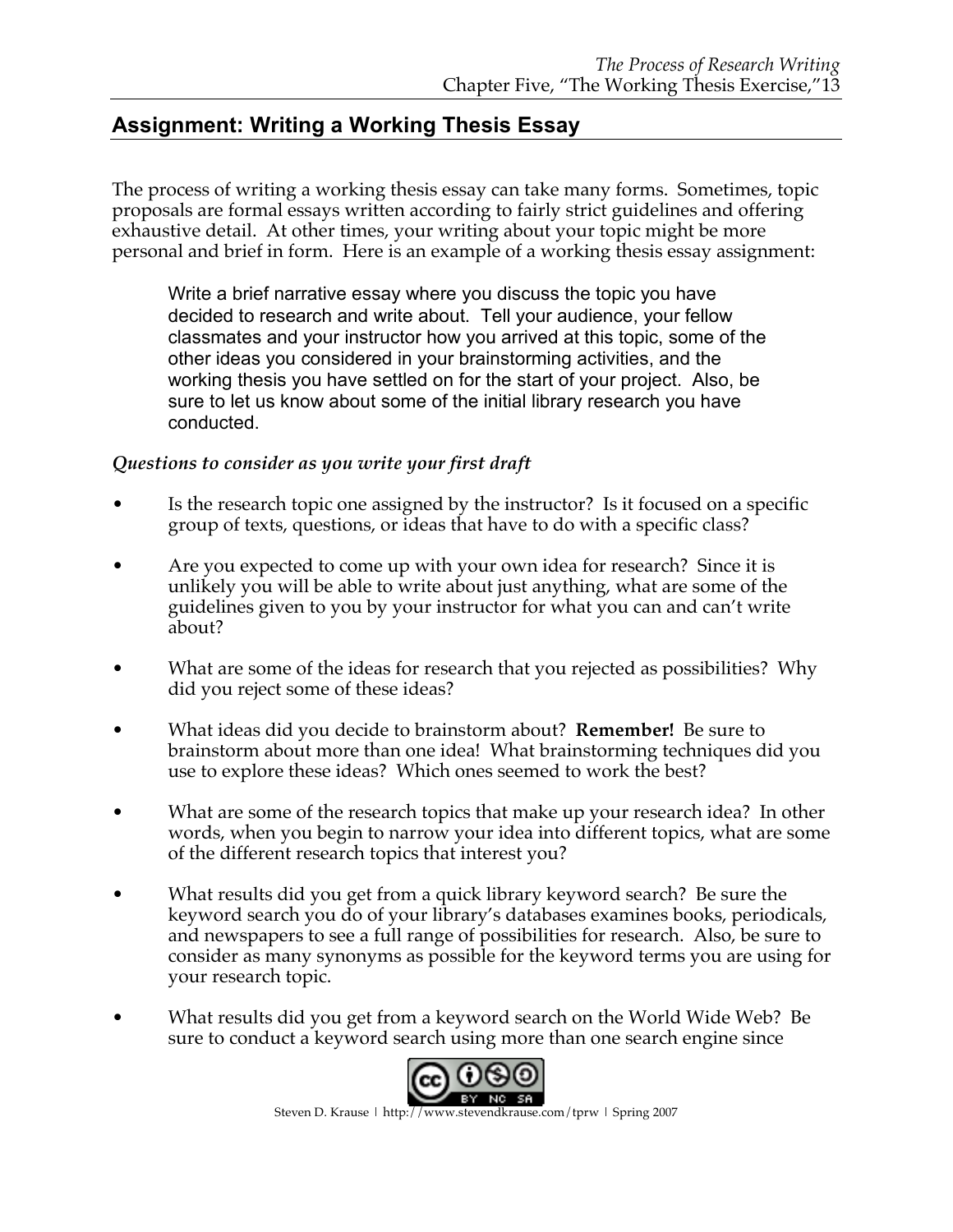## Assignment: Writing a Working Thesis Essay

The process of writing a working thesis essay can take many forms. Sometimes, topic proposals are formal essays written according to fairly strict guidelines and offering exhaustive detail. At other times, your writing about your topic might be more personal and brief in form. Here is an example of a working thesis essay assignment:

> Write a brief narrative essay where you discuss the topic you have decided to research and write about. Tell your audience, your fellow classmates and your instructor how you arrived at this topic, some of the other ideas you considered in your brainstorming activities, and the working thesis you have settled on for the start of your project. Also, be sure to let us know about some of the initial library research you have conducted.

*Questions to consider as you write your first draft*

- Is the research topic one assigned by the instructor? Is it focused on a specific group of texts, questions, or ideas that have to do with a specific class?
- Are you expected to come up with your own idea for research? Since it is unlikely you will be able to write about just anything, what are some of the guidelines given to you by your instructor for what you can and can't write about?
- What are some of the ideas for research that you rejected as possibilities? Why did you reject some of these ideas?
- What ideas did you decide to brainstorm about? **Remember!** Be sure to brainstorm about more than one idea! What brainstorming techniques did you use to explore these ideas? Which ones seemed to work the best?
- What are some of the research topics that make up your research idea? In other words, when you begin to narrow your idea into different topics, what are some of the different research topics that interest you?
- What results did you get from a quick library keyword search? Be sure the keyword search you do of your library's databases examines books, periodicals, and newspapers to see a full range of possibilities for research. Also, be sure to consider as many synonyms as possible for the keyword terms you are using for your research topic.
- What results did you get from a keyword search on the World Wide Web? Be sure to conduct a keyword search using more than one search engine since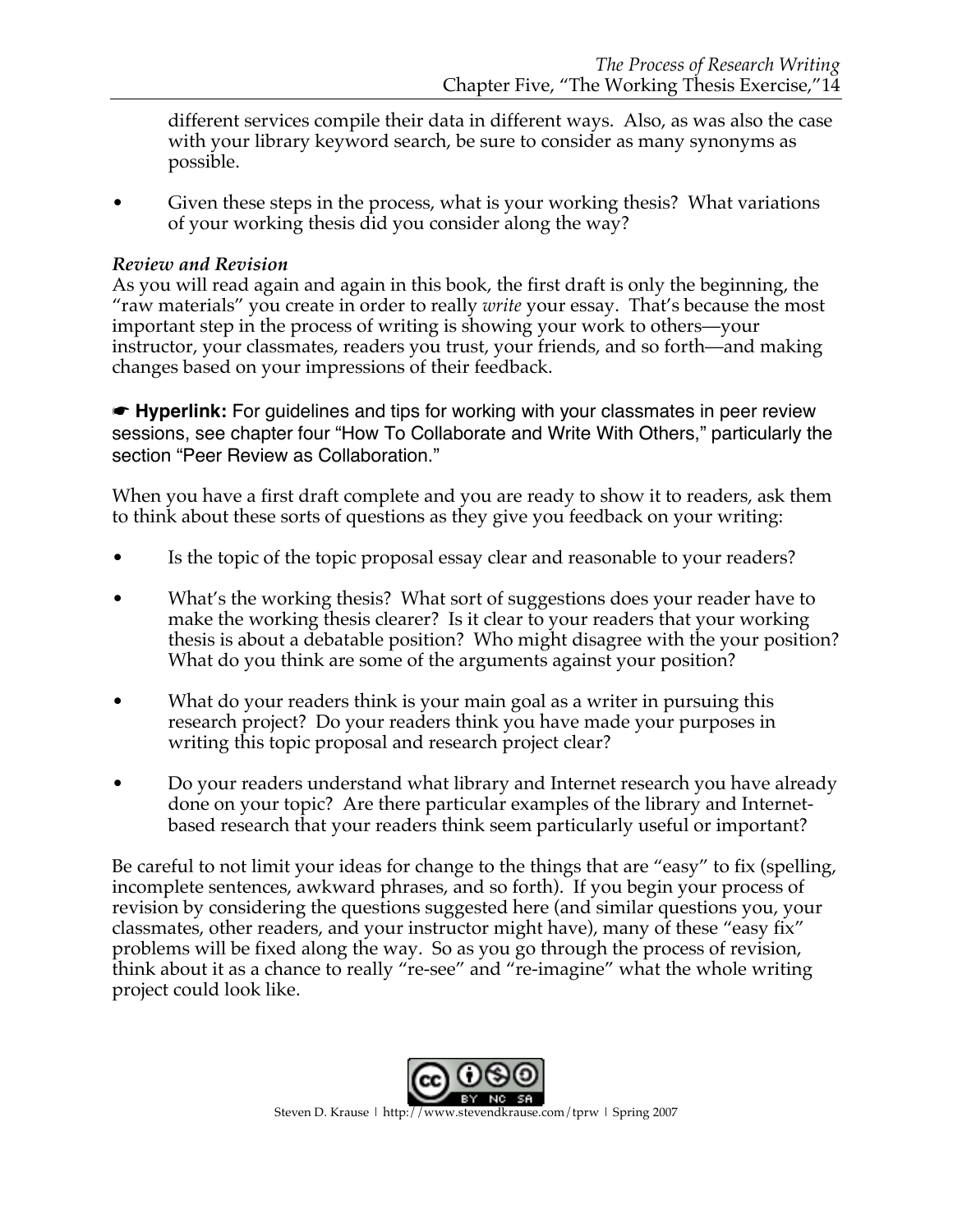different services compile their data in different ways. Also, as was also the case with your library keyword search, be sure to consider as many synonyms as possible.

- Given these steps in the process, what is your working thesis? What variations of your working thesis did you consider along the way?

*Review and Revision*

As you will read again and again in this book, the first draft is only the beginning, the "raw materials" you create in order to really *write* your essay. That's because the most important step in the process of writing is showing your work to others—your instructor, your classmates, readers you trust, your friends, and so forth—and making changes based on your impressions of their feedback.

☛ **Hyperlink:** For guidelines and tips for working with your classmates in peer review sessions, see chapter four "How To Collaborate and Write With Others," particularly the section "Peer Review as Collaboration."

When you have a first draft complete and you are ready to show it to readers, ask them to think about these sorts of questions as they give you feedback on your writing:

- Is the topic of the topic proposal essay clear and reasonable to your readers?
- What's the working thesis? What sort of suggestions does your reader have to make the working thesis clearer? Is it clear to your readers that your working thesis is about a debatable position? Who might disagree with the your position? What do you think are some of the arguments against your position?
- What do your readers think is your main goal as a writer in pursuing this research project? Do your readers think you have made your purposes in writing this topic proposal and research project clear?
- Do your readers understand what library and Internet research you have already done on your topic? Are there particular examples of the library and Internet-based research that your readers think seem particularly useful or important?

Be careful to not limit your ideas for change to the things that are "easy" to fix (spelling, incomplete sentences, awkward phrases, and so forth). If you begin your process of revision by considering the questions suggested here (and similar questions you, your classmates, other readers, and your instructor might have), many of these "easy fix" problems will be fixed along the way. So as you go through the process of revision, think about it as a chance to really "re-see" and "re-imagine" what the whole writing project could look like.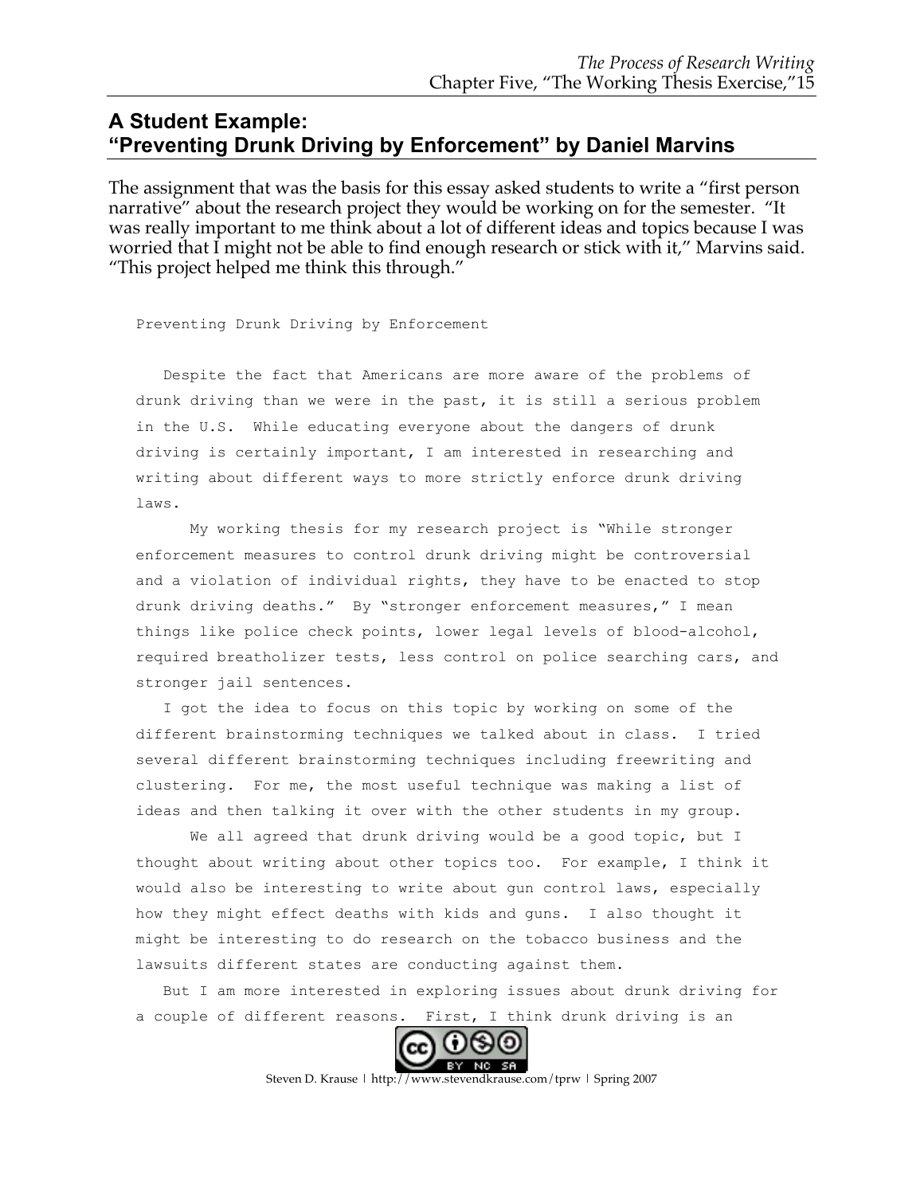## A Student Example: "Preventing Drunk Driving by Enforcement" by Daniel Marvins

The assignment that was the basis for this essay asked students to write a "first person narrative" about the research project they would be working on for the semester. "It was really important to me think about a lot of different ideas and topics because I was worried that I might not be able to find enough research or stick with it," Marvins said. "This project helped me think this through."

Preventing Drunk Driving by Enforcement

Despite the fact that Americans are more aware of the problems of drunk driving than we were in the past, it is still a serious problem in the U.S. While educating everyone about the dangers of drunk driving is certainly important, I am interested in researching and writing about different ways to more strictly enforce drunk driving laws.

My working thesis for my research project is "While stronger enforcement measures to control drunk driving might be controversial and a violation of individual rights, they have to be enacted to stop drunk driving deaths." By "stronger enforcement measures," I mean things like police check points, lower legal levels of blood-alcohol, required breatholizer tests, less control on police searching cars, and stronger jail sentences.

I got the idea to focus on this topic by working on some of the different brainstorming techniques we talked about in class. I tried several different brainstorming techniques including freewriting and clustering. For me, the most useful technique was making a list of ideas and then talking it over with the other students in my group.

We all agreed that drunk driving would be a good topic, but I thought about writing about other topics too. For example, I think it would also be interesting to write about gun control laws, especially how they might effect deaths with kids and guns. I also thought it might be interesting to do research on the tobacco business and the lawsuits different states are conducting against them.

But I am more interested in exploring issues about drunk driving for a couple of different reasons. First, I think drunk driving is an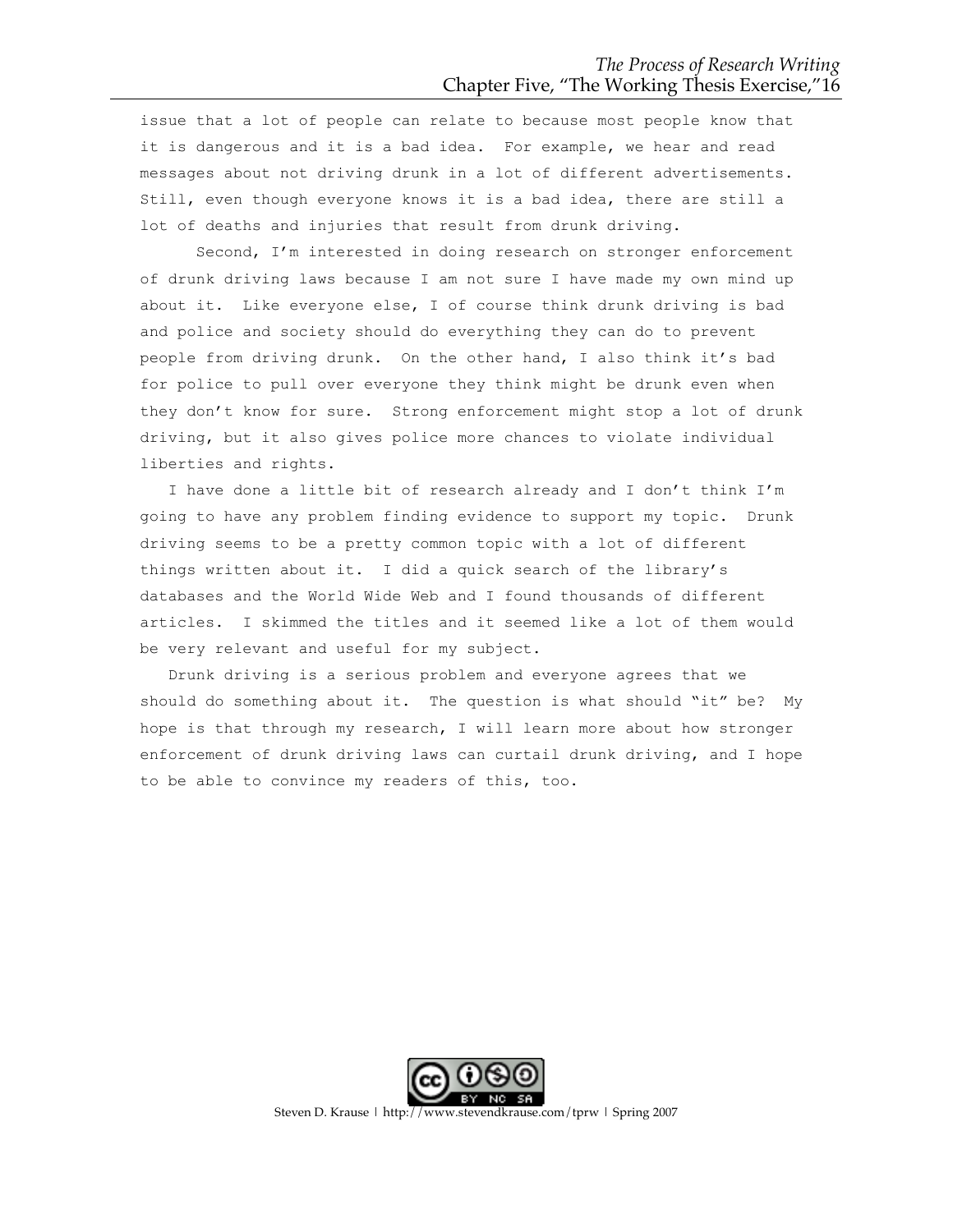issue that a lot of people can relate to because most people know that it is dangerous and it is a bad idea. For example, we hear and read messages about not driving drunk in a lot of different advertisements. Still, even though everyone knows it is a bad idea, there are still a lot of deaths and injuries that result from drunk driving.

Second, I'm interested in doing research on stronger enforcement of drunk driving laws because I am not sure I have made my own mind up about it. Like everyone else, I of course think drunk driving is bad and police and society should do everything they can do to prevent people from driving drunk. On the other hand, I also think it's bad for police to pull over everyone they think might be drunk even when they don't know for sure. Strong enforcement might stop a lot of drunk driving, but it also gives police more chances to violate individual liberties and rights.

I have done a little bit of research already and I don't think I'm going to have any problem finding evidence to support my topic. Drunk driving seems to be a pretty common topic with a lot of different things written about it. I did a quick search of the library's databases and the World Wide Web and I found thousands of different articles. I skimmed the titles and it seemed like a lot of them would be very relevant and useful for my subject.

Drunk driving is a serious problem and everyone agrees that we should do something about it. The question is what should "it" be? My hope is that through my research, I will learn more about how stronger enforcement of drunk driving laws can curtail drunk driving, and I hope to be able to convince my readers of this, too.